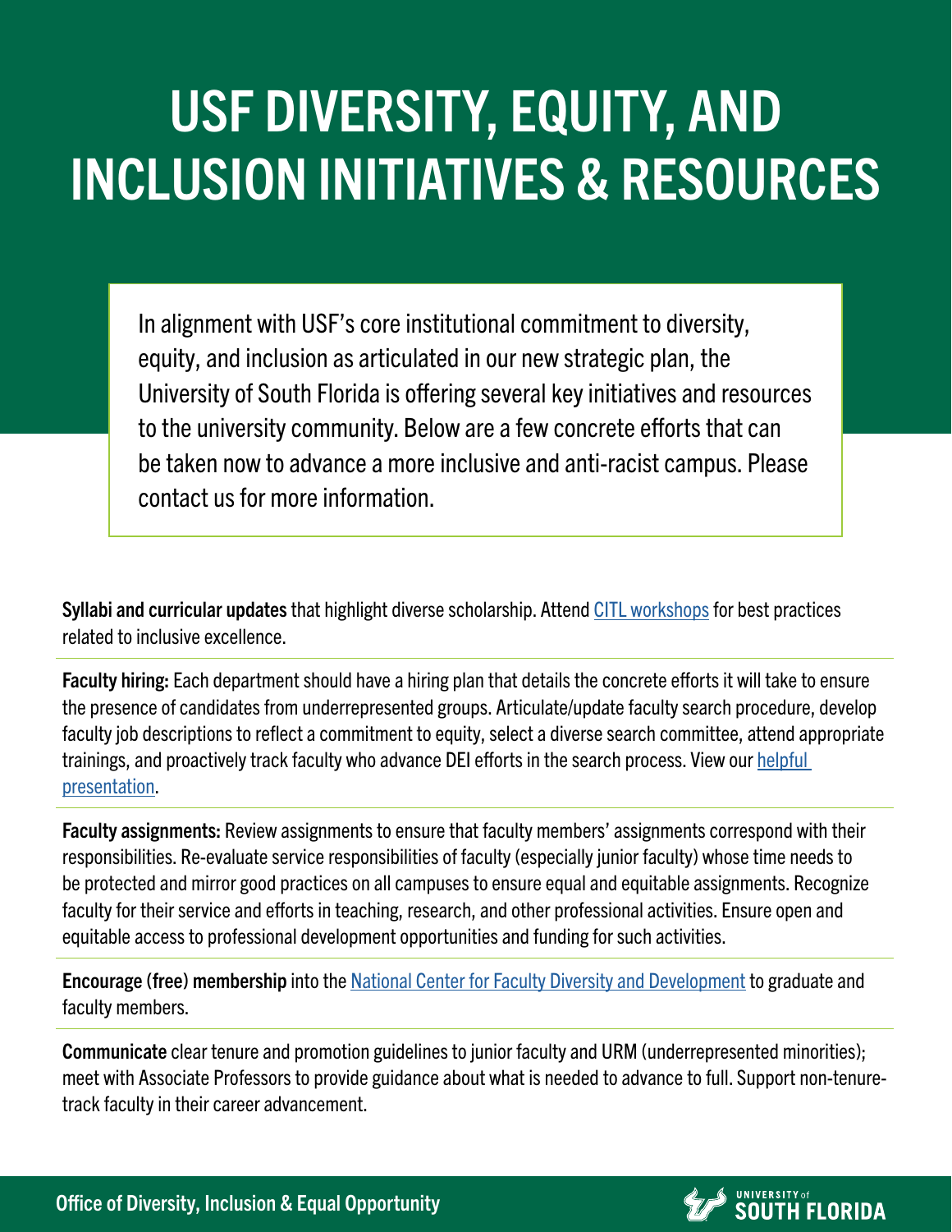# USF DIVERSITY, EQUITY, AND INCLUSION INITIATIVES & RESOURCES

In alignment with USF's core institutional commitment to diversity, equity, and inclusion as articulated in our new strategic plan, the University of South Florida is offering several key initiatives and resources to the university community. Below are a few concrete efforts that can be taken now to advance a more inclusive and anti-racist campus. Please contact us for more information.

**Syllabi and curricular updates** that highlight diverse scholarship. Attend CITL workshops for best practices related to inclusive excellence.

**Faculty hiring:** Each department should have a hiring plan that details the concrete efforts it will take to ensure the presence of candidates from underrepresented groups. Articulate/update faculty search procedure, develop faculty job descriptions to reflect a commitment to equity, select a diverse search committee, attend appropriate trainings, and proactively track faculty who advance DEI efforts in the search process. View our helpful presentation.

**Faculty assignments:** Review assignments to ensure that faculty members' assignments correspond with their responsibilities. Re-evaluate service responsibilities of faculty (especially junior faculty) whose time needs to be protected and mirror good practices on all campuses to ensure equal and equitable assignments. Recognize faculty for their service and efforts in teaching, research, and other professional activities. Ensure open and equitable access to professional development opportunities and funding for such activities.

**Encourage (free) membership** into the National Center for Faculty Diversity and Development to graduate and faculty members.

**Communicate** clear tenure and promotion guidelines to junior faculty and URM (underrepresented minorities); meet with Associate Professors to provide guidance about what is needed to advance to full. Support non-tenure-track faculty in their career advancement.

Office of Diversity, Inclusion & Equal Opportunity

UNIVERSITY of SOUTH FLORIDA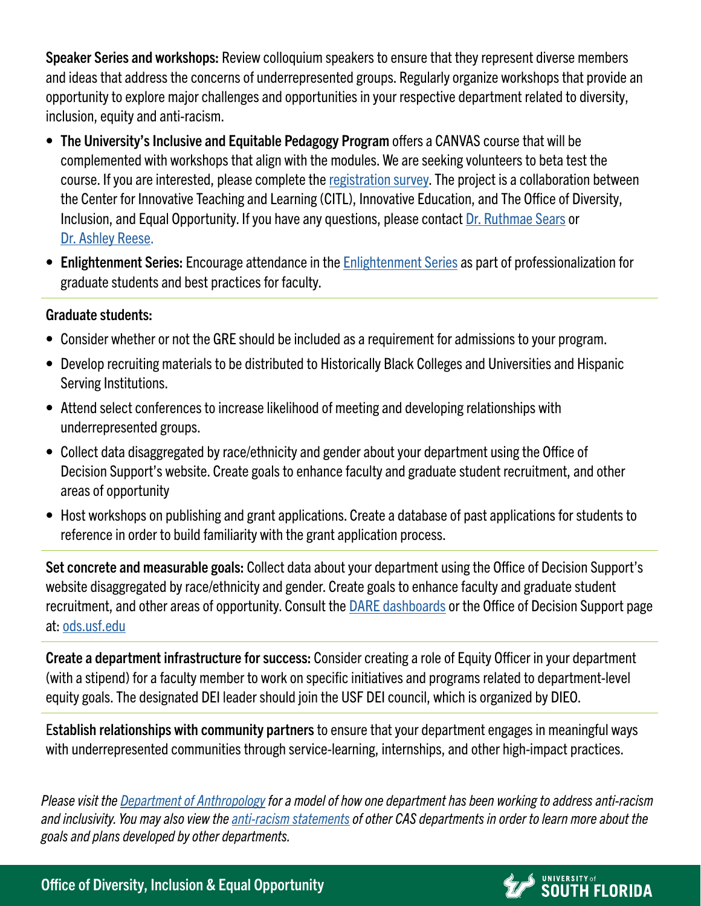**Speaker Series and workshops:** Review colloquium speakers to ensure that they represent diverse members and ideas that address the concerns of underrepresented groups. Regularly organize workshops that provide an opportunity to explore major challenges and opportunities in your respective department related to diversity, inclusion, equity and anti-racism.

- **The University's Inclusive and Equitable Pedagogy Program** offers a CANVAS course that will be complemented with workshops that align with the modules. We are seeking volunteers to beta test the course. If you are interested, please complete the registration survey. The project is a collaboration between the Center for Innovative Teaching and Learning (CITL), Innovative Education, and The Office of Diversity, Inclusion, and Equal Opportunity. If you have any questions, please contact Dr. Ruthmae Sears or Dr. Ashley Reese.
- **Enlightenment Series:** Encourage attendance in the Enlightenment Series as part of professionalization for graduate students and best practices for faculty.

**Graduate students:**

- Consider whether or not the GRE should be included as a requirement for admissions to your program.
- Develop recruiting materials to be distributed to Historically Black Colleges and Universities and Hispanic Serving Institutions.
- Attend select conferences to increase likelihood of meeting and developing relationships with underrepresented groups.
- Collect data disaggregated by race/ethnicity and gender about your department using the Office of Decision Support's website. Create goals to enhance faculty and graduate student recruitment, and other areas of opportunity
- Host workshops on publishing and grant applications. Create a database of past applications for students to reference in order to build familiarity with the grant application process.

**Set concrete and measurable goals:** Collect data about your department using the Office of Decision Support's website disaggregated by race/ethnicity and gender. Create goals to enhance faculty and graduate student recruitment, and other areas of opportunity. Consult the DARE dashboards or the Office of Decision Support page at: ods.usf.edu

**Create a department infrastructure for success:** Consider creating a role of Equity Officer in your department (with a stipend) for a faculty member to work on specific initiatives and programs related to department-level equity goals. The designated DEI leader should join the USF DEI council, which is organized by DIEO.

**Establish relationships with community partners** to ensure that your department engages in meaningful ways with underrepresented communities through service-learning, internships, and other high-impact practices.

*Please visit the Department of Anthropology for a model of how one department has been working to address anti-racism and inclusivity. You may also view the anti-racism statements of other CAS departments in order to learn more about the goals and plans developed by other departments.*